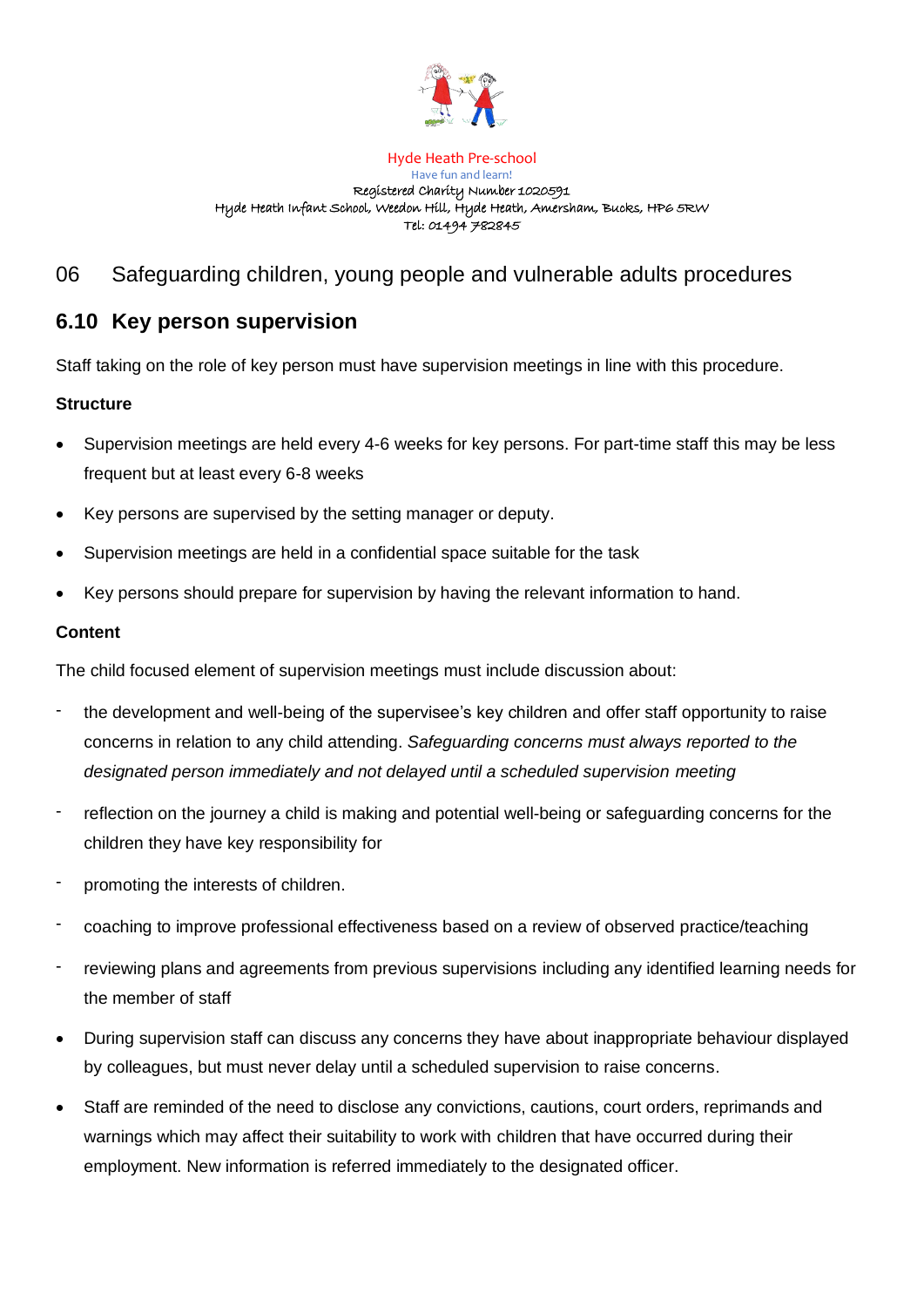Hyde Heath Pre-school

Have fun and learn!

Registered Charity Number 1020591

Hyde Heath Infant School, Weedon Hill, Hyde Heath, Amersham, Bucks, HP6 5RW

Tel: 01494 782845

# 06 Safeguarding children, young people and vulnerable adults procedures

## 6.10 Key person supervision

Staff taking on the role of key person must have supervision meetings in line with this procedure.

**Structure**

- Supervision meetings are held every 4-6 weeks for key persons. For part-time staff this may be less frequent but at least every 6-8 weeks
- Key persons are supervised by the setting manager or deputy.
- Supervision meetings are held in a confidential space suitable for the task
- Key persons should prepare for supervision by having the relevant information to hand.

**Content**

The child focused element of supervision meetings must include discussion about:

- the development and well-being of the supervisee's key children and offer staff opportunity to raise concerns in relation to any child attending. *Safeguarding concerns must always reported to the designated person immediately and not delayed until a scheduled supervision meeting*
- reflection on the journey a child is making and potential well-being or safeguarding concerns for the children they have key responsibility for
- promoting the interests of children.
- coaching to improve professional effectiveness based on a review of observed practice/teaching
- reviewing plans and agreements from previous supervisions including any identified learning needs for the member of staff

- During supervision staff can discuss any concerns they have about inappropriate behaviour displayed by colleagues, but must never delay until a scheduled supervision to raise concerns.
- Staff are reminded of the need to disclose any convictions, cautions, court orders, reprimands and warnings which may affect their suitability to work with children that have occurred during their employment. New information is referred immediately to the designated officer.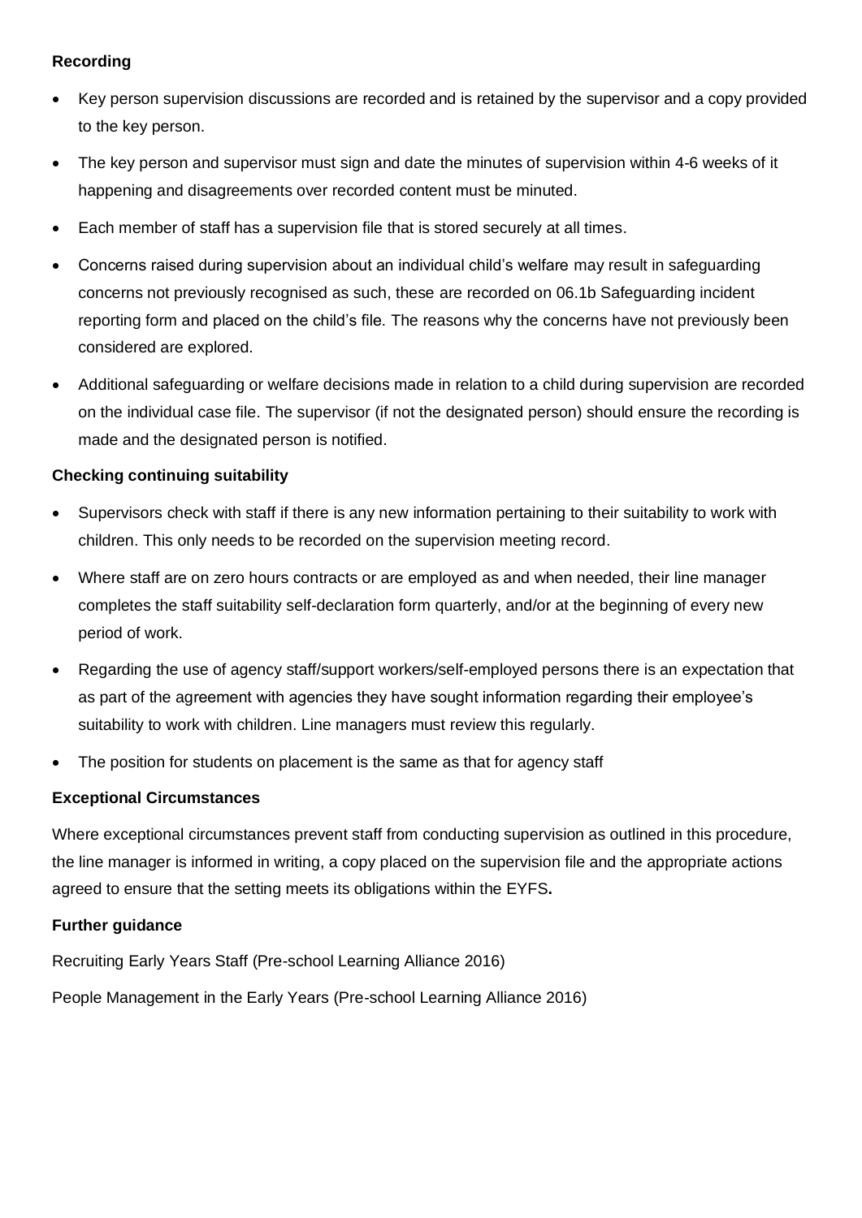**Recording**

- Key person supervision discussions are recorded and is retained by the supervisor and a copy provided to the key person.
- The key person and supervisor must sign and date the minutes of supervision within 4-6 weeks of it happening and disagreements over recorded content must be minuted.
- Each member of staff has a supervision file that is stored securely at all times.
- Concerns raised during supervision about an individual child's welfare may result in safeguarding concerns not previously recognised as such, these are recorded on 06.1b Safeguarding incident reporting form and placed on the child's file. The reasons why the concerns have not previously been considered are explored.
- Additional safeguarding or welfare decisions made in relation to a child during supervision are recorded on the individual case file. The supervisor (if not the designated person) should ensure the recording is made and the designated person is notified.

**Checking continuing suitability**

- Supervisors check with staff if there is any new information pertaining to their suitability to work with children. This only needs to be recorded on the supervision meeting record.
- Where staff are on zero hours contracts or are employed as and when needed, their line manager completes the staff suitability self-declaration form quarterly, and/or at the beginning of every new period of work.
- Regarding the use of agency staff/support workers/self-employed persons there is an expectation that as part of the agreement with agencies they have sought information regarding their employee's suitability to work with children. Line managers must review this regularly.
- The position for students on placement is the same as that for agency staff

**Exceptional Circumstances**

Where exceptional circumstances prevent staff from conducting supervision as outlined in this procedure, the line manager is informed in writing, a copy placed on the supervision file and the appropriate actions agreed to ensure that the setting meets its obligations within the EYFS**.**

**Further guidance**

Recruiting Early Years Staff (Pre-school Learning Alliance 2016)

People Management in the Early Years (Pre-school Learning Alliance 2016)